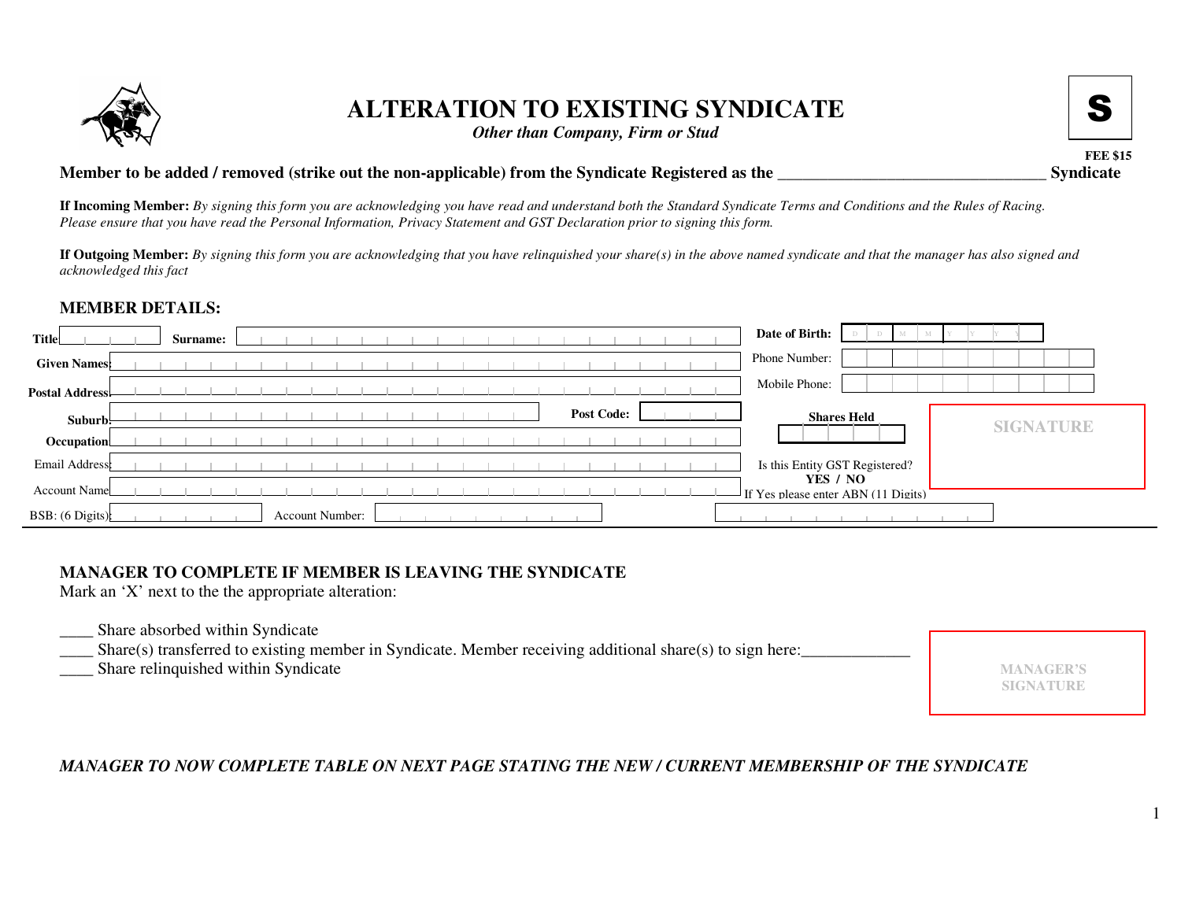# ALTERATION TO EXISTING SYNDICATE

*Other than Company, Firm or Stud*

**S**

**FEE $15**

**Member to be added / removed (strike out the non-applicable) from the Syndicate Registered as the ________________________________ Syndicate**

**If Incoming Member:** *By signing this form you are acknowledging you have read and understand both the Standard Syndicate Terms and Conditions and the Rules of Racing. Please ensure that you have read the Personal Information, Privacy Statement and GST Declaration prior to signing this form.*

**If Outgoing Member:** *By signing this form you are acknowledging that you have relinquished your share(s) in the above named syndicate and that the manager has also signed and acknowledged this fact*

## MEMBER DETAILS:

**Title** ________ **Surname:** ________________

**Date of Birth:** D D M M Y Y Y Y

**Given Names** ________________

Phone Number: ________________

**Postal Address** ________________

Mobile Phone: ________________

**Suburb** ________________ **Post Code:** ________

**Occupation** ________________

**Shares Held** ________

**SIGNATURE**

Email Address ________________

Is this Entity GST Registered? **YES / NO**

Account Name ________________

If Yes please enter ABN (11 Digits) ________________

BSB: (6 Digits) ________ Account Number: ________________

## MANAGER TO COMPLETE IF MEMBER IS LEAVING THE SYNDICATE

Mark an 'X' next to the the appropriate alteration:

____ Share absorbed within Syndicate
____ Share(s) transferred to existing member in Syndicate. Member receiving additional share(s) to sign here:_____________
____ Share relinquished within Syndicate

**MANAGER'S SIGNATURE**

***MANAGER TO NOW COMPLETE TABLE ON NEXT PAGE STATING THE NEW / CURRENT MEMBERSHIP OF THE SYNDICATE***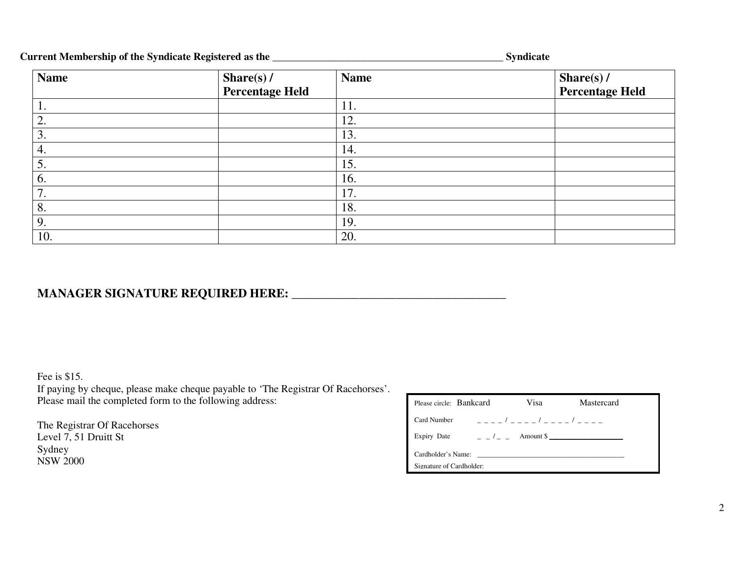**Current Membership of the Syndicate Registered as the _____________________________________________ Syndicate**

| Name | Share(s) / Percentage Held | Name | Share(s) / Percentage Held |
|---|---|---|---|
| 1. | | 11. | |
| 2. | | 12. | |
| 3. | | 13. | |
| 4. | | 14. | |
| 5. | | 15. | |
| 6. | | 16. | |
| 7. | | 17. | |
| 8. | | 18. | |
| 9. | | 19. | |
| 10. | | 20. | |

**MANAGER SIGNATURE REQUIRED HERE: ____________________________________**

Fee is $15.
If paying by cheque, please make cheque payable to 'The Registrar Of Racehorses'.
Please mail the completed form to the following address:

The Registrar Of Racehorses
Level 7, 51 Druitt St
Sydney
NSW 2000

Please circle: Bankcard Visa Mastercard

Card Number _ _ _ _ / _ _ _ _ / _ _ _ _ / _ _ _ _

Expiry Date _ _ / _ _ Amount $ ________________

Cardholder's Name: ______________________________________

Signature of Cardholder: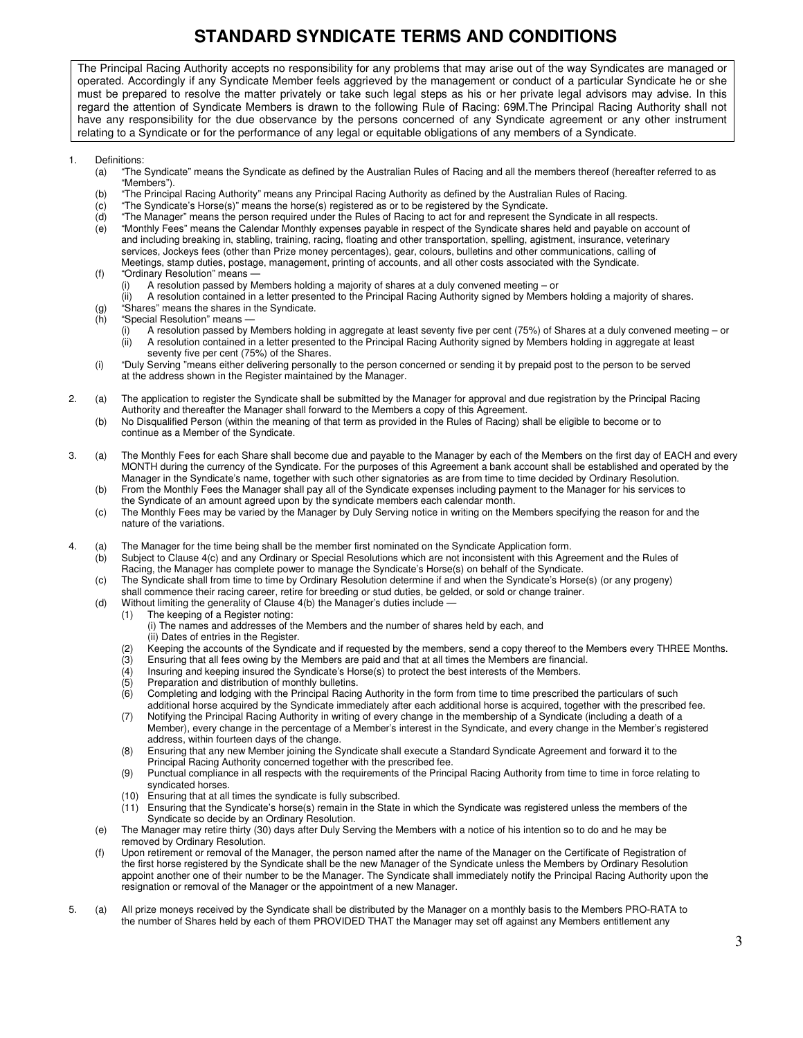# STANDARD SYNDICATE TERMS AND CONDITIONS

The Principal Racing Authority accepts no responsibility for any problems that may arise out of the way Syndicates are managed or operated. Accordingly if any Syndicate Member feels aggrieved by the management or conduct of a particular Syndicate he or she must be prepared to resolve the matter privately or take such legal steps as his or her private legal advisors may advise. In this regard the attention of Syndicate Members is drawn to the following Rule of Racing: 69M.The Principal Racing Authority shall not have any responsibility for the due observance by the persons concerned of any Syndicate agreement or any other instrument relating to a Syndicate or for the performance of any legal or equitable obligations of any members of a Syndicate.

1. Definitions:
   (a) "The Syndicate" means the Syndicate as defined by the Australian Rules of Racing and all the members thereof (hereafter referred to as "Members").
   (b) "The Principal Racing Authority" means any Principal Racing Authority as defined by the Australian Rules of Racing.
   (c) "The Syndicate's Horse(s)" means the horse(s) registered as or to be registered by the Syndicate.
   (d) "The Manager" means the person required under the Rules of Racing to act for and represent the Syndicate in all respects.
   (e) "Monthly Fees" means the Calendar Monthly expenses payable in respect of the Syndicate shares held and payable on account of and including breaking in, stabling, training, racing, floating and other transportation, spelling, agistment, insurance, veterinary services, Jockeys fees (other than Prize money percentages), gear, colours, bulletins and other communications, calling of Meetings, stamp duties, postage, management, printing of accounts, and all other costs associated with the Syndicate.
   (f) "Ordinary Resolution" means —
      (i) A resolution passed by Members holding a majority of shares at a duly convened meeting – or
      (ii) A resolution contained in a letter presented to the Principal Racing Authority signed by Members holding a majority of shares.
   (g) "Shares" means the shares in the Syndicate.
   (h) "Special Resolution" means —
      (i) A resolution passed by Members holding in aggregate at least seventy five per cent (75%) of Shares at a duly convened meeting – or
      (ii) A resolution contained in a letter presented to the Principal Racing Authority signed by Members holding in aggregate at least seventy five per cent (75%) of the Shares.
   (i) "Duly Serving "means either delivering personally to the person concerned or sending it by prepaid post to the person to be served at the address shown in the Register maintained by the Manager.

2. (a) The application to register the Syndicate shall be submitted by the Manager for approval and due registration by the Principal Racing Authority and thereafter the Manager shall forward to the Members a copy of this Agreement.
   (b) No Disqualified Person (within the meaning of that term as provided in the Rules of Racing) shall be eligible to become or to continue as a Member of the Syndicate.

3. (a) The Monthly Fees for each Share shall become due and payable to the Manager by each of the Members on the first day of EACH and every MONTH during the currency of the Syndicate. For the purposes of this Agreement a bank account shall be established and operated by the Manager in the Syndicate's name, together with such other signatories as are from time to time decided by Ordinary Resolution.
   (b) From the Monthly Fees the Manager shall pay all of the Syndicate expenses including payment to the Manager for his services to the Syndicate of an amount agreed upon by the syndicate members each calendar month.
   (c) The Monthly Fees may be varied by the Manager by Duly Serving notice in writing on the Members specifying the reason for and the nature of the variations.

4. (a) The Manager for the time being shall be the member first nominated on the Syndicate Application form.
   (b) Subject to Clause 4(c) and any Ordinary or Special Resolutions which are not inconsistent with this Agreement and the Rules of Racing, the Manager has complete power to manage the Syndicate's Horse(s) on behalf of the Syndicate.
   (c) The Syndicate shall from time to time by Ordinary Resolution determine if and when the Syndicate's Horse(s) (or any progeny) shall commence their racing career, retire for breeding or stud duties, be gelded, or sold or change trainer.
   (d) Without limiting the generality of Clause 4(b) the Manager's duties include —
      (1) The keeping of a Register noting:
         (i) The names and addresses of the Members and the number of shares held by each, and
         (ii) Dates of entries in the Register.
      (2) Keeping the accounts of the Syndicate and if requested by the members, send a copy thereof to the Members every THREE Months.
      (3) Ensuring that all fees owing by the Members are paid and that at all times the Members are financial.
      (4) Insuring and keeping insured the Syndicate's Horse(s) to protect the best interests of the Members.
      (5) Preparation and distribution of monthly bulletins.
      (6) Completing and lodging with the Principal Racing Authority in the form from time to time prescribed the particulars of such additional horse acquired by the Syndicate immediately after each additional horse is acquired, together with the prescribed fee.
      (7) Notifying the Principal Racing Authority in writing of every change in the membership of a Syndicate (including a death of a Member), every change in the percentage of a Member's interest in the Syndicate, and every change in the Member's registered address, within fourteen days of the change.
      (8) Ensuring that any new Member joining the Syndicate shall execute a Standard Syndicate Agreement and forward it to the Principal Racing Authority concerned together with the prescribed fee.
      (9) Punctual compliance in all respects with the requirements of the Principal Racing Authority from time to time in force relating to syndicated horses.
      (10) Ensuring that at all times the syndicate is fully subscribed.
      (11) Ensuring that the Syndicate's horse(s) remain in the State in which the Syndicate was registered unless the members of the Syndicate so decide by an Ordinary Resolution.
   (e) The Manager may retire thirty (30) days after Duly Serving the Members with a notice of his intention so to do and he may be removed by Ordinary Resolution.
   (f) Upon retirement or removal of the Manager, the person named after the name of the Manager on the Certificate of Registration of the first horse registered by the Syndicate shall be the new Manager of the Syndicate unless the Members by Ordinary Resolution appoint another one of their number to be the Manager. The Syndicate shall immediately notify the Principal Racing Authority upon the resignation or removal of the Manager or the appointment of a new Manager.

5. (a) All prize moneys received by the Syndicate shall be distributed by the Manager on a monthly basis to the Members PRO-RATA to the number of Shares held by each of them PROVIDED THAT the Manager may set off against any Members entitlement any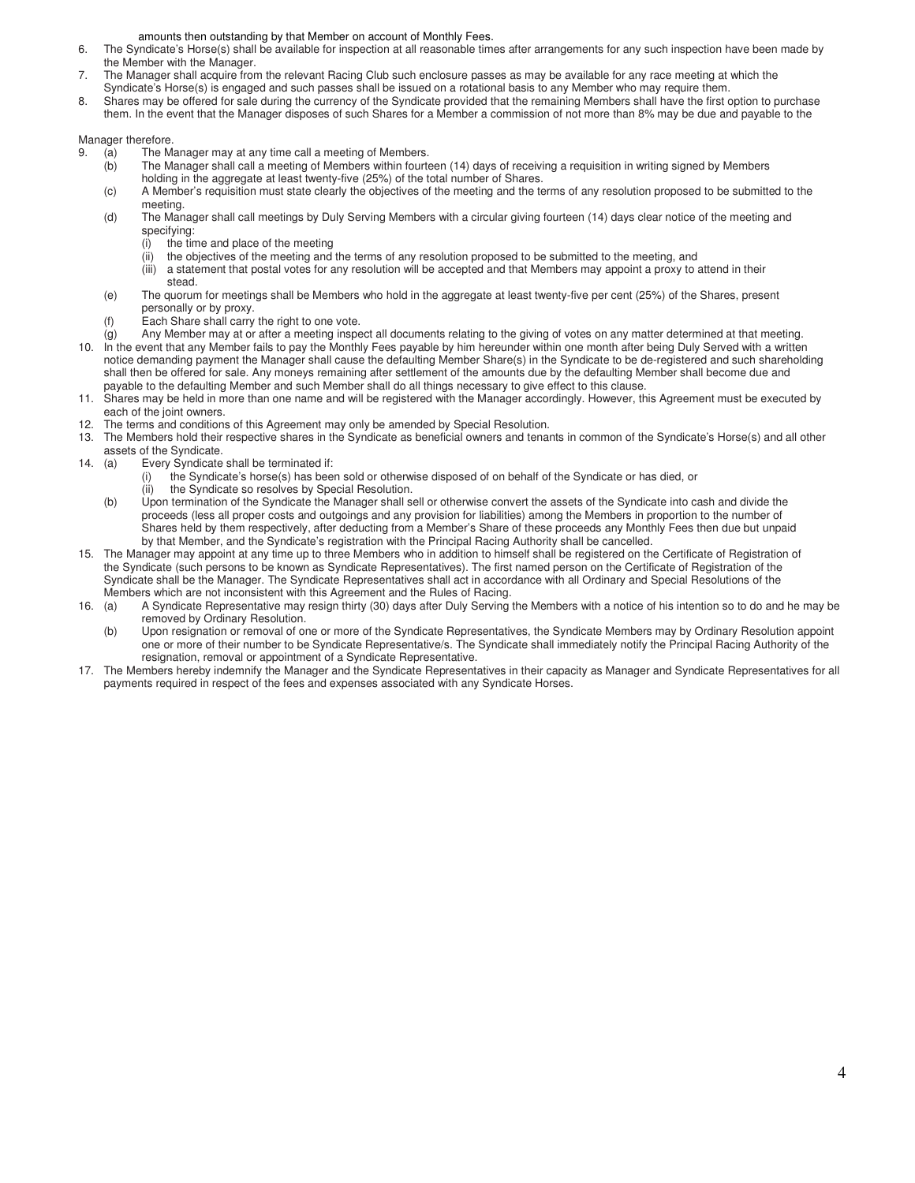amounts then outstanding by that Member on account of Monthly Fees.

6. The Syndicate's Horse(s) shall be available for inspection at all reasonable times after arrangements for any such inspection have been made by the Member with the Manager.
7. The Manager shall acquire from the relevant Racing Club such enclosure passes as may be available for any race meeting at which the Syndicate's Horse(s) is engaged and such passes shall be issued on a rotational basis to any Member who may require them.
8. Shares may be offered for sale during the currency of the Syndicate provided that the remaining Members shall have the first option to purchase them. In the event that the Manager disposes of such Shares for a Member a commission of not more than 8% may be due and payable to the

Manager therefore.

9. (a) The Manager may at any time call a meeting of Members.
   (b) The Manager shall call a meeting of Members within fourteen (14) days of receiving a requisition in writing signed by Members holding in the aggregate at least twenty-five (25%) of the total number of Shares.
   (c) A Member's requisition must state clearly the objectives of the meeting and the terms of any resolution proposed to be submitted to the meeting.
   (d) The Manager shall call meetings by Duly Serving Members with a circular giving fourteen (14) days clear notice of the meeting and specifying:
      (i) the time and place of the meeting
      (ii) the objectives of the meeting and the terms of any resolution proposed to be submitted to the meeting, and
      (iii) a statement that postal votes for any resolution will be accepted and that Members may appoint a proxy to attend in their stead.
   (e) The quorum for meetings shall be Members who hold in the aggregate at least twenty-five per cent (25%) of the Shares, present personally or by proxy.
   (f) Each Share shall carry the right to one vote.
   (g) Any Member may at or after a meeting inspect all documents relating to the giving of votes on any matter determined at that meeting.
10. In the event that any Member fails to pay the Monthly Fees payable by him hereunder within one month after being Duly Served with a written notice demanding payment the Manager shall cause the defaulting Member Share(s) in the Syndicate to be de-registered and such shareholding shall then be offered for sale. Any moneys remaining after settlement of the amounts due by the defaulting Member shall become due and payable to the defaulting Member and such Member shall do all things necessary to give effect to this clause.
11. Shares may be held in more than one name and will be registered with the Manager accordingly. However, this Agreement must be executed by each of the joint owners.
12. The terms and conditions of this Agreement may only be amended by Special Resolution.
13. The Members hold their respective shares in the Syndicate as beneficial owners and tenants in common of the Syndicate's Horse(s) and all other assets of the Syndicate.
14. (a) Every Syndicate shall be terminated if:
      (i) the Syndicate's horse(s) has been sold or otherwise disposed of on behalf of the Syndicate or has died, or
      (ii) the Syndicate so resolves by Special Resolution.
   (b) Upon termination of the Syndicate the Manager shall sell or otherwise convert the assets of the Syndicate into cash and divide the proceeds (less all proper costs and outgoings and any provision for liabilities) among the Members in proportion to the number of Shares held by them respectively, after deducting from a Member's Share of these proceeds any Monthly Fees then due but unpaid by that Member, and the Syndicate's registration with the Principal Racing Authority shall be cancelled.
15. The Manager may appoint at any time up to three Members who in addition to himself shall be registered on the Certificate of Registration of the Syndicate (such persons to be known as Syndicate Representatives). The first named person on the Certificate of Registration of the Syndicate shall be the Manager. The Syndicate Representatives shall act in accordance with all Ordinary and Special Resolutions of the Members which are not inconsistent with this Agreement and the Rules of Racing.
16. (a) A Syndicate Representative may resign thirty (30) days after Duly Serving the Members with a notice of his intention so to do and he may be removed by Ordinary Resolution.
   (b) Upon resignation or removal of one or more of the Syndicate Representatives, the Syndicate Members may by Ordinary Resolution appoint one or more of their number to be Syndicate Representative/s. The Syndicate shall immediately notify the Principal Racing Authority of the resignation, removal or appointment of a Syndicate Representative.
17. The Members hereby indemnify the Manager and the Syndicate Representatives in their capacity as Manager and Syndicate Representatives for all payments required in respect of the fees and expenses associated with any Syndicate Horses.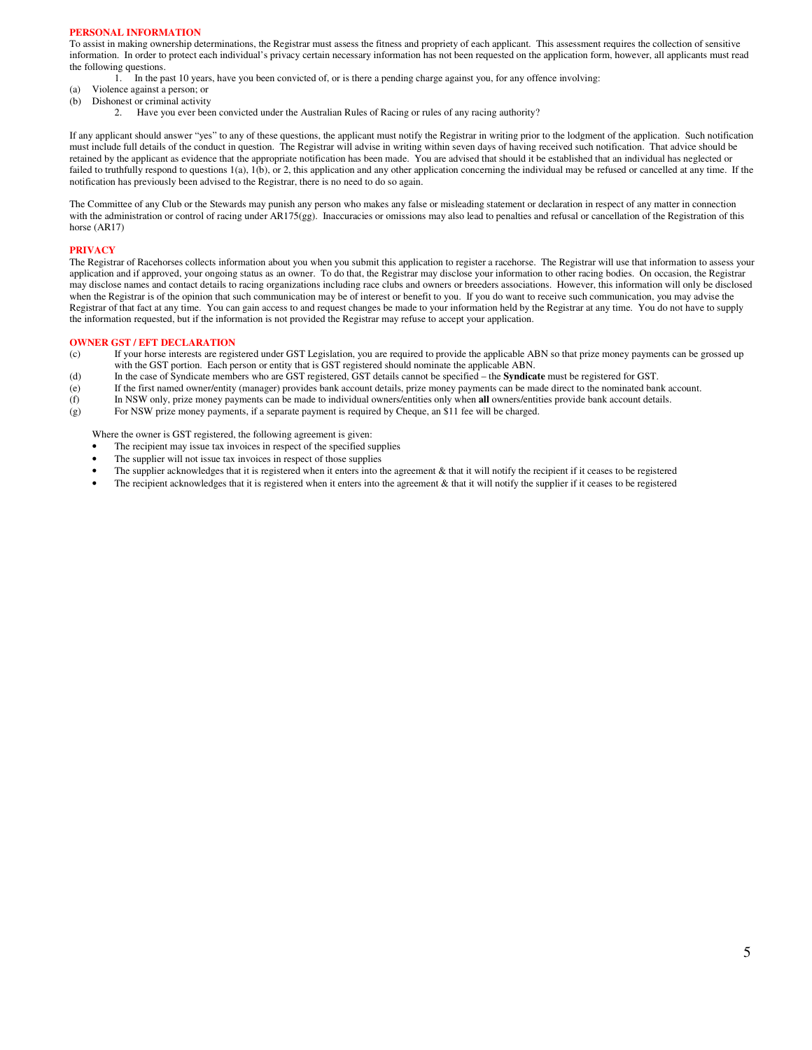## PERSONAL INFORMATION

To assist in making ownership determinations, the Registrar must assess the fitness and propriety of each applicant. This assessment requires the collection of sensitive information. In order to protect each individual's privacy certain necessary information has not been requested on the application form, however, all applicants must read the following questions.

1. In the past 10 years, have you been convicted of, or is there a pending charge against you, for any offence involving:

(a) Violence against a person; or
(b) Dishonest or criminal activity

2. Have you ever been convicted under the Australian Rules of Racing or rules of any racing authority?

If any applicant should answer "yes" to any of these questions, the applicant must notify the Registrar in writing prior to the lodgment of the application. Such notification must include full details of the conduct in question. The Registrar will advise in writing within seven days of having received such notification. That advice should be retained by the applicant as evidence that the appropriate notification has been made. You are advised that should it be established that an individual has neglected or failed to truthfully respond to questions 1(a), 1(b), or 2, this application and any other application concerning the individual may be refused or cancelled at any time. If the notification has previously been advised to the Registrar, there is no need to do so again.

The Committee of any Club or the Stewards may punish any person who makes any false or misleading statement or declaration in respect of any matter in connection with the administration or control of racing under AR175(gg). Inaccuracies or omissions may also lead to penalties and refusal or cancellation of the Registration of this horse (AR17)

## PRIVACY

The Registrar of Racehorses collects information about you when you submit this application to register a racehorse. The Registrar will use that information to assess your application and if approved, your ongoing status as an owner. To do that, the Registrar may disclose your information to other racing bodies. On occasion, the Registrar may disclose names and contact details to racing organizations including race clubs and owners or breeders associations. However, this information will only be disclosed when the Registrar is of the opinion that such communication may be of interest or benefit to you. If you do want to receive such communication, you may advise the Registrar of that fact at any time. You can gain access to and request changes be made to your information held by the Registrar at any time. You do not have to supply the information requested, but if the information is not provided the Registrar may refuse to accept your application.

## OWNER GST / EFT DECLARATION

(c) If your horse interests are registered under GST Legislation, you are required to provide the applicable ABN so that prize money payments can be grossed up with the GST portion. Each person or entity that is GST registered should nominate the applicable ABN.
(d) In the case of Syndicate members who are GST registered, GST details cannot be specified – the **Syndicate** must be registered for GST.
(e) If the first named owner/entity (manager) provides bank account details, prize money payments can be made direct to the nominated bank account.
(f) In NSW only, prize money payments can be made to individual owners/entities only when **all** owners/entities provide bank account details.
(g) For NSW prize money payments, if a separate payment is required by Cheque, an $11 fee will be charged.

Where the owner is GST registered, the following agreement is given:

- The recipient may issue tax invoices in respect of the specified supplies
- The supplier will not issue tax invoices in respect of those supplies
- The supplier acknowledges that it is registered when it enters into the agreement & that it will notify the recipient if it ceases to be registered
- The recipient acknowledges that it is registered when it enters into the agreement & that it will notify the supplier if it ceases to be registered